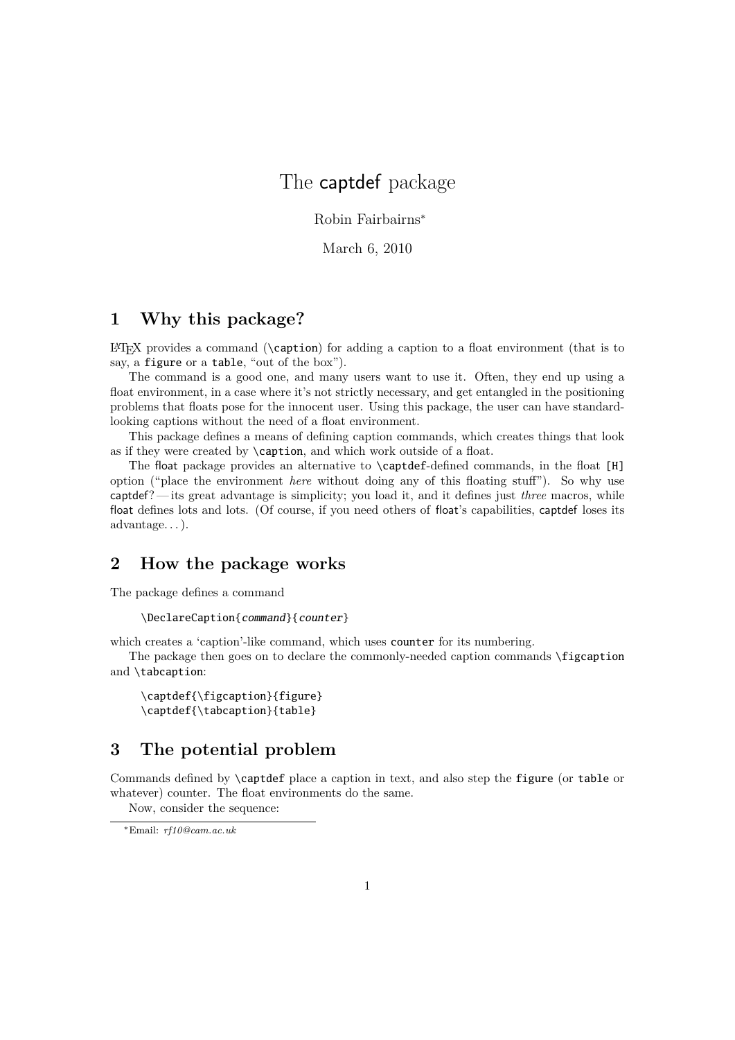# The captdef package

Robin Fairbairns[*]

March 6, 2010

## 1 Why this package?

LaTeX provides a command (`\caption`) for adding a caption to a float environment (that is to say, a `figure` or a `table`, "out of the box").

The command is a good one, and many users want to use it. Often, they end up using a float environment, in a case where it's not strictly necessary, and get entangled in the positioning problems that floats pose for the innocent user. Using this package, the user can have standard-looking captions without the need of a float environment.

This package defines a means of defining caption commands, which creates things that look as if they were created by `\caption`, and which work outside of a float.

The float package provides an alternative to `\captdef`-defined commands, in the float `[H]` option ("place the environment *here* without doing any of this floating stuff"). So why use captdef? — its great advantage is simplicity; you load it, and it defines just *three* macros, while float defines lots and lots. (Of course, if you need others of float's capabilities, captdef loses its advantage. . . ).

## 2 How the package works

The package defines a command

```
\DeclareCaption{command}{counter}
```

which creates a 'caption'-like command, which uses `counter` for its numbering.

The package then goes on to declare the commonly-needed caption commands `\figcaption` and `\tabcaption`:

```
\captdef{\figcaption}{figure}
\captdef{\tabcaption}{table}
```

## 3 The potential problem

Commands defined by `\captdef` place a caption in text, and also step the `figure` (or `table` or whatever) counter. The float environments do the same.

Now, consider the sequence:

[*]Email: *rf10@cam.ac.uk*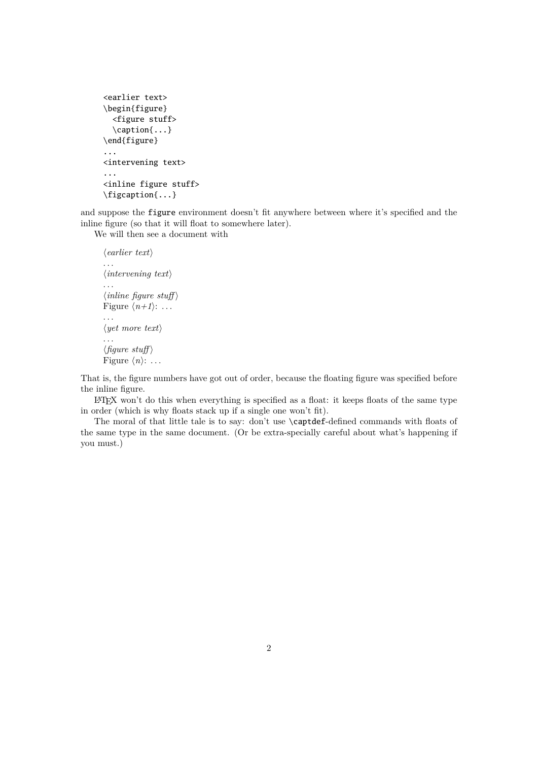```
<earlier text>
\begin{figure}
  <figure stuff>
  \caption{...}
\end{figure}
...
<intervening text>
...
<inline figure stuff>
\figcaption{...}
```

and suppose the `figure` environment doesn't fit anywhere between where it's specified and the inline figure (so that it will float to somewhere later).

We will then see a document with

> ⟨*earlier text*⟩
> ...
> ⟨*intervening text*⟩
> ...
> ⟨*inline figure stuff*⟩
> Figure ⟨*n+1*⟩: ...
> ...
> ⟨*yet more text*⟩
> ...
> ⟨*figure stuff*⟩
> Figure ⟨*n*⟩: ...

That is, the figure numbers have got out of order, because the floating figure was specified before the inline figure.

LaTeX won't do this when everything is specified as a float: it keeps floats of the same type in order (which is why floats stack up if a single one won't fit).

The moral of that little tale is to say: don't use `\captdef`-defined commands with floats of the same type in the same document. (Or be extra-specially careful about what's happening if you must.)